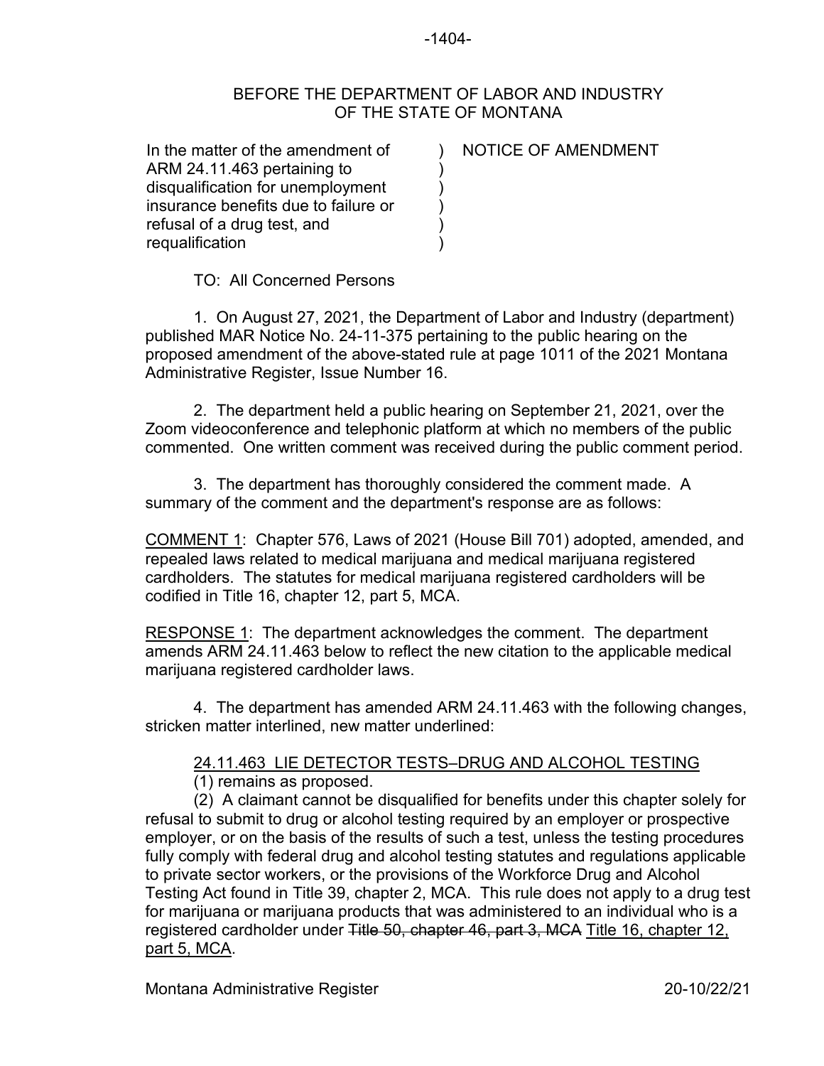BEFORE THE DEPARTMENT OF LABOR AND INDUSTRY
OF THE STATE OF MONTANA

| | |
|---|---|
| In the matter of the amendment of ARM 24.11.463 pertaining to disqualification for unemployment insurance benefits due to failure or refusal of a drug test, and requalification | ) NOTICE OF AMENDMENT |

TO: All Concerned Persons

1. On August 27, 2021, the Department of Labor and Industry (department) published MAR Notice No. 24-11-375 pertaining to the public hearing on the proposed amendment of the above-stated rule at page 1011 of the 2021 Montana Administrative Register, Issue Number 16.

2. The department held a public hearing on September 21, 2021, over the Zoom videoconference and telephonic platform at which no members of the public commented. One written comment was received during the public comment period.

3. The department has thoroughly considered the comment made. A summary of the comment and the department's response are as follows:

<u>COMMENT 1</u>: Chapter 576, Laws of 2021 (House Bill 701) adopted, amended, and repealed laws related to medical marijuana and medical marijuana registered cardholders. The statutes for medical marijuana registered cardholders will be codified in Title 16, chapter 12, part 5, MCA.

<u>RESPONSE 1</u>: The department acknowledges the comment. The department amends ARM 24.11.463 below to reflect the new citation to the applicable medical marijuana registered cardholder laws.

4. The department has amended ARM 24.11.463 with the following changes, stricken matter interlined, new matter underlined:

<u>24.11.463 LIE DETECTOR TESTS–DRUG AND ALCOHOL TESTING</u>

(1) remains as proposed.

(2) A claimant cannot be disqualified for benefits under this chapter solely for refusal to submit to drug or alcohol testing required by an employer or prospective employer, or on the basis of the results of such a test, unless the testing procedures fully comply with federal drug and alcohol testing statutes and regulations applicable to private sector workers, or the provisions of the Workforce Drug and Alcohol Testing Act found in Title 39, chapter 2, MCA. This rule does not apply to a drug test for marijuana or marijuana products that was administered to an individual who is a registered cardholder under ~~Title 50, chapter 46, part 3, MCA~~ <u>Title 16, chapter 12, part 5, MCA</u>.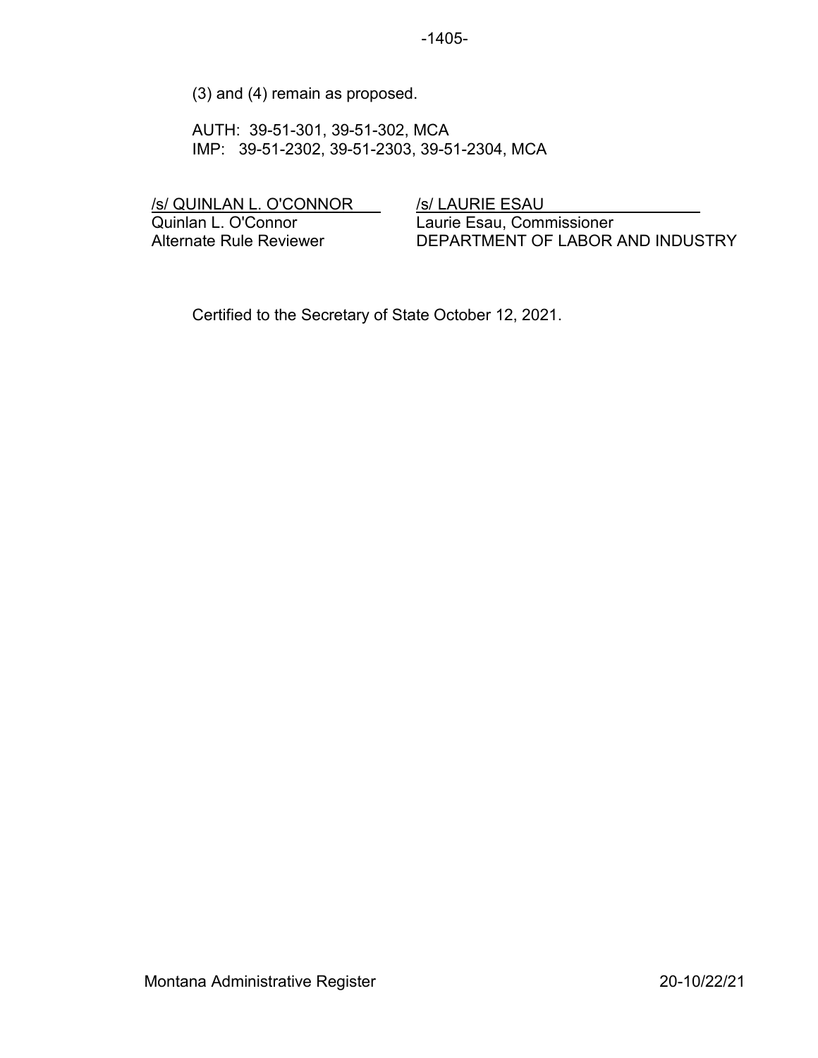(3) and (4) remain as proposed.

AUTH: 39-51-301, 39-51-302, MCA
IMP: 39-51-2302, 39-51-2303, 39-51-2304, MCA

| | |
|---|---|
| /s/ QUINLAN L. O'CONNOR | /s/ LAURIE ESAU |
| Quinlan L. O'Connor | Laurie Esau, Commissioner |
| Alternate Rule Reviewer | DEPARTMENT OF LABOR AND INDUSTRY |

Certified to the Secretary of State October 12, 2021.